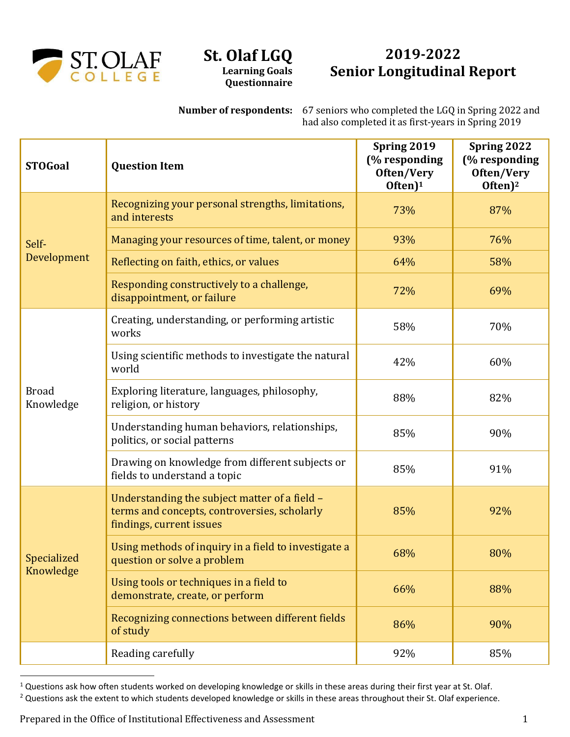# St. Olaf LGQ

**Learning Goals Questionnaire**

## 2019-2022 Senior Longitudinal Report

**Number of respondents:** 67 seniors who completed the LGQ in Spring 2022 and had also completed it as first-years in Spring 2019

| STOGoal | Question Item | Spring 2019 (% responding Often/Very Often)[1] | Spring 2022 (% responding Often/Very Often)[2] |
|---|---|---|---|
| Self-Development | Recognizing your personal strengths, limitations, and interests | 73% | 87% |
| | Managing your resources of time, talent, or money | 93% | 76% |
| | Reflecting on faith, ethics, or values | 64% | 58% |
| | Responding constructively to a challenge, disappointment, or failure | 72% | 69% |
| Broad Knowledge | Creating, understanding, or performing artistic works | 58% | 70% |
| | Using scientific methods to investigate the natural world | 42% | 60% |
| | Exploring literature, languages, philosophy, religion, or history | 88% | 82% |
| | Understanding human behaviors, relationships, politics, or social patterns | 85% | 90% |
| | Drawing on knowledge from different subjects or fields to understand a topic | 85% | 91% |
| Specialized Knowledge | Understanding the subject matter of a field – terms and concepts, controversies, scholarly findings, current issues | 85% | 92% |
| | Using methods of inquiry in a field to investigate a question or solve a problem | 68% | 80% |
| | Using tools or techniques in a field to demonstrate, create, or perform | 66% | 88% |
| | Recognizing connections between different fields of study | 86% | 90% |
| | Reading carefully | 92% | 85% |

[1] Questions ask how often students worked on developing knowledge or skills in these areas during their first year at St. Olaf.

[2] Questions ask the extent to which students developed knowledge or skills in these areas throughout their St. Olaf experience.

Prepared in the Office of Institutional Effectiveness and Assessment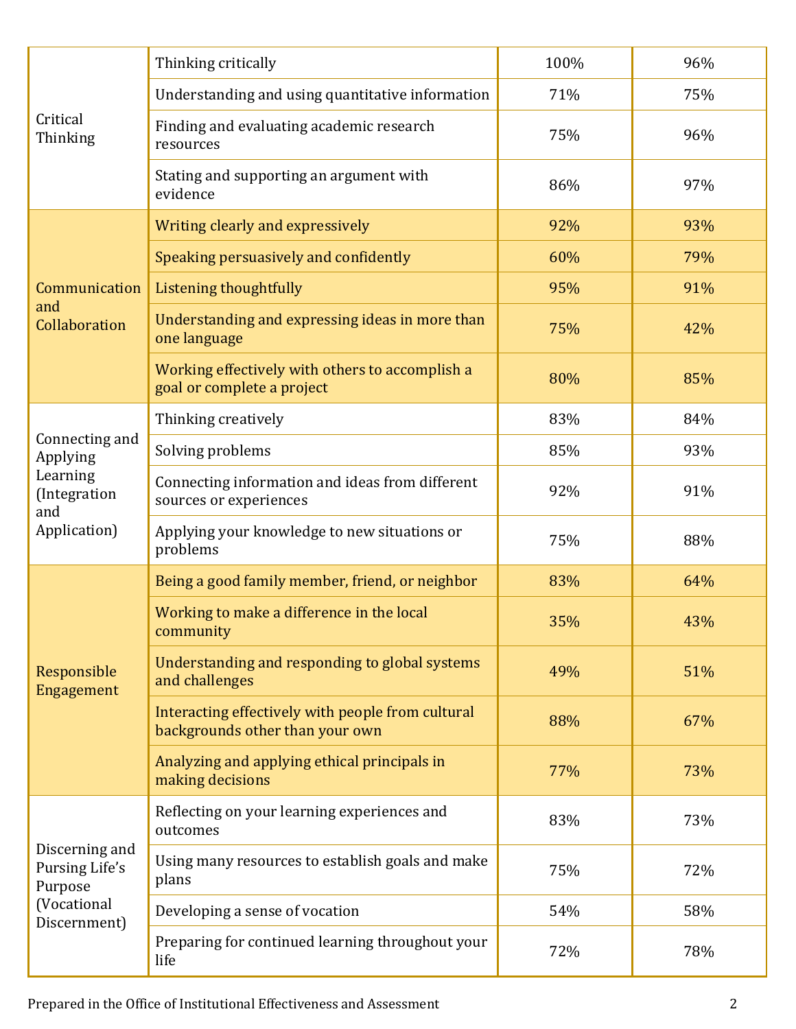| | | | |
|---|---|---|---|
| Critical Thinking | Thinking critically | 100% | 96% |
| | Understanding and using quantitative information | 71% | 75% |
| | Finding and evaluating academic research resources | 75% | 96% |
| | Stating and supporting an argument with evidence | 86% | 97% |
| Communication and Collaboration | Writing clearly and expressively | 92% | 93% |
| | Speaking persuasively and confidently | 60% | 79% |
| | Listening thoughtfully | 95% | 91% |
| | Understanding and expressing ideas in more than one language | 75% | 42% |
| | Working effectively with others to accomplish a goal or complete a project | 80% | 85% |
| Connecting and Applying Learning (Integration and Application) | Thinking creatively | 83% | 84% |
| | Solving problems | 85% | 93% |
| | Connecting information and ideas from different sources or experiences | 92% | 91% |
| | Applying your knowledge to new situations or problems | 75% | 88% |
| Responsible Engagement | Being a good family member, friend, or neighbor | 83% | 64% |
| | Working to make a difference in the local community | 35% | 43% |
| | Understanding and responding to global systems and challenges | 49% | 51% |
| | Interacting effectively with people from cultural backgrounds other than your own | 88% | 67% |
| | Analyzing and applying ethical principals in making decisions | 77% | 73% |
| Discerning and Pursing Life's Purpose (Vocational Discernment) | Reflecting on your learning experiences and outcomes | 83% | 73% |
| | Using many resources to establish goals and make plans | 75% | 72% |
| | Developing a sense of vocation | 54% | 58% |
| | Preparing for continued learning throughout your life | 72% | 78% |

Prepared in the Office of Institutional Effectiveness and Assessment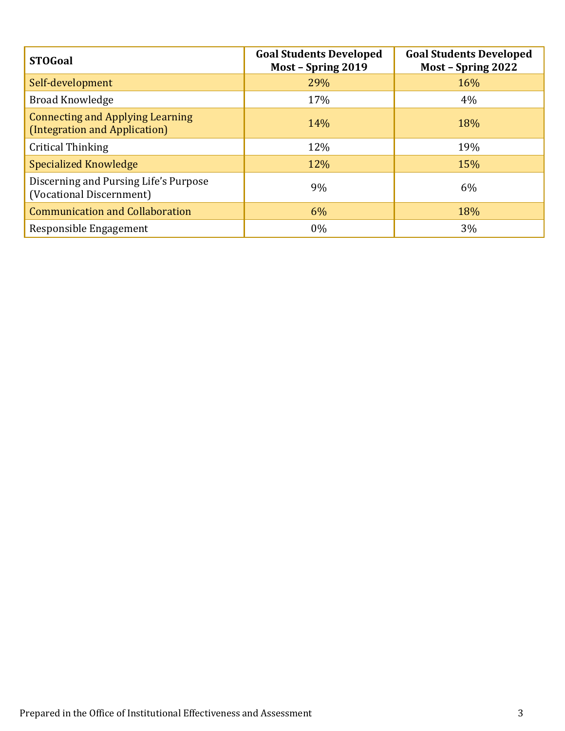| STOGoal | Goal Students Developed Most – Spring 2019 | Goal Students Developed Most – Spring 2022 |
|---|---|---|
| Self-development | 29% | 16% |
| Broad Knowledge | 17% | 4% |
| Connecting and Applying Learning (Integration and Application) | 14% | 18% |
| Critical Thinking | 12% | 19% |
| Specialized Knowledge | 12% | 15% |
| Discerning and Pursing Life's Purpose (Vocational Discernment) | 9% | 6% |
| Communication and Collaboration | 6% | 18% |
| Responsible Engagement | 0% | 3% |

Prepared in the Office of Institutional Effectiveness and Assessment